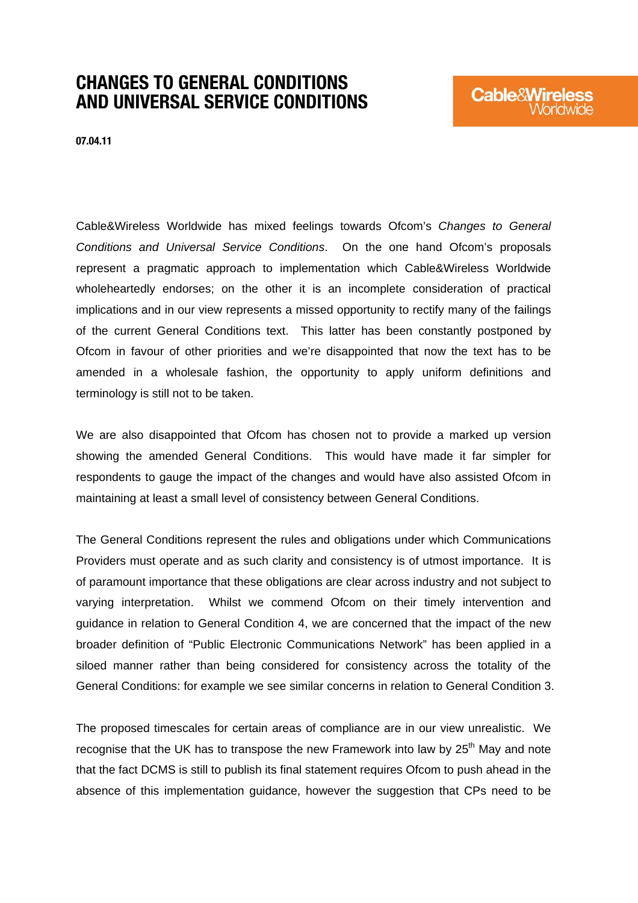# CHANGES TO GENERAL CONDITIONS AND UNIVERSAL SERVICE CONDITIONS

Cable&Wireless Worldwide

**07.04.11**

Cable&Wireless Worldwide has mixed feelings towards Ofcom's *Changes to General Conditions and Universal Service Conditions*. On the one hand Ofcom's proposals represent a pragmatic approach to implementation which Cable&Wireless Worldwide wholeheartedly endorses; on the other it is an incomplete consideration of practical implications and in our view represents a missed opportunity to rectify many of the failings of the current General Conditions text. This latter has been constantly postponed by Ofcom in favour of other priorities and we're disappointed that now the text has to be amended in a wholesale fashion, the opportunity to apply uniform definitions and terminology is still not to be taken.

We are also disappointed that Ofcom has chosen not to provide a marked up version showing the amended General Conditions. This would have made it far simpler for respondents to gauge the impact of the changes and would have also assisted Ofcom in maintaining at least a small level of consistency between General Conditions.

The General Conditions represent the rules and obligations under which Communications Providers must operate and as such clarity and consistency is of utmost importance. It is of paramount importance that these obligations are clear across industry and not subject to varying interpretation. Whilst we commend Ofcom on their timely intervention and guidance in relation to General Condition 4, we are concerned that the impact of the new broader definition of "Public Electronic Communications Network" has been applied in a siloed manner rather than being considered for consistency across the totality of the General Conditions: for example we see similar concerns in relation to General Condition 3.

The proposed timescales for certain areas of compliance are in our view unrealistic. We recognise that the UK has to transpose the new Framework into law by 25th May and note that the fact DCMS is still to publish its final statement requires Ofcom to push ahead in the absence of this implementation guidance, however the suggestion that CPs need to be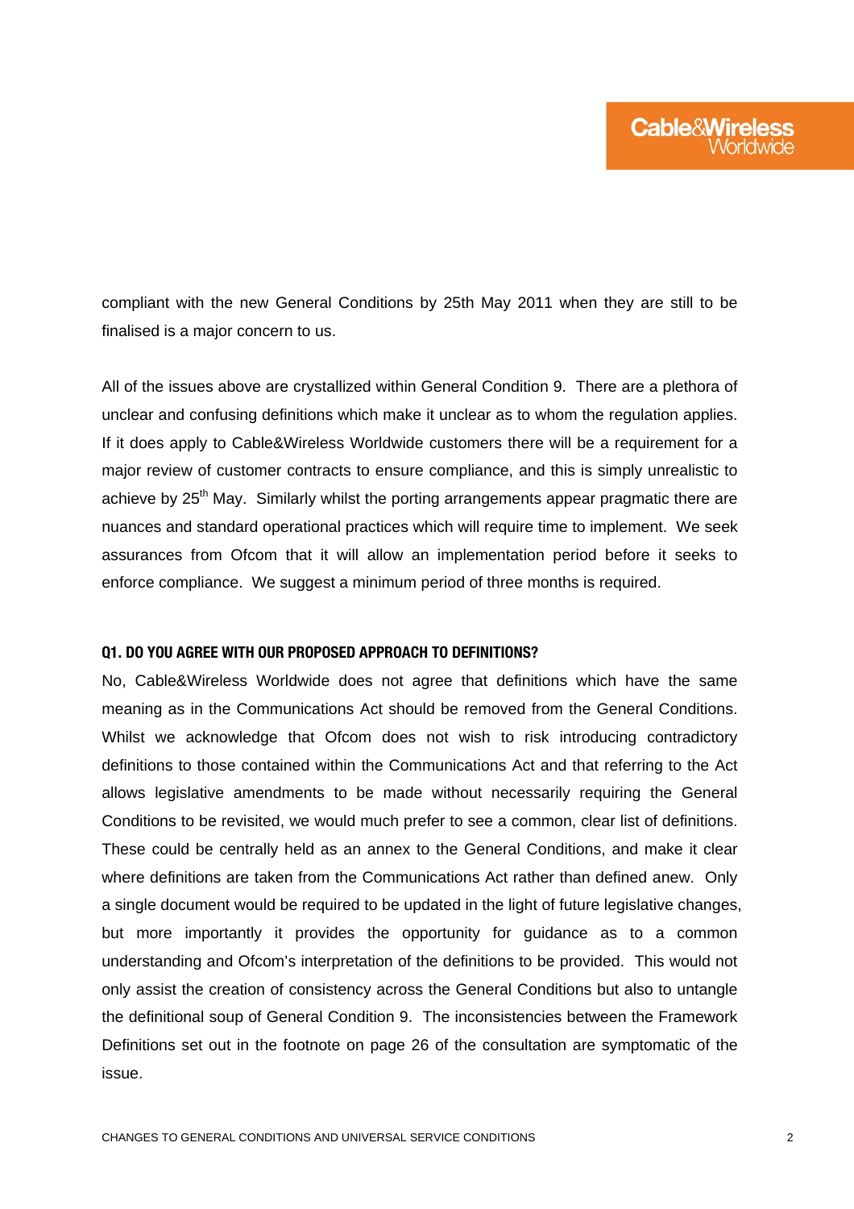compliant with the new General Conditions by 25th May 2011 when they are still to be finalised is a major concern to us.

All of the issues above are crystallized within General Condition 9. There are a plethora of unclear and confusing definitions which make it unclear as to whom the regulation applies. If it does apply to Cable&Wireless Worldwide customers there will be a requirement for a major review of customer contracts to ensure compliance, and this is simply unrealistic to achieve by 25th May. Similarly whilst the porting arrangements appear pragmatic there are nuances and standard operational practices which will require time to implement. We seek assurances from Ofcom that it will allow an implementation period before it seeks to enforce compliance. We suggest a minimum period of three months is required.

### Q1. DO YOU AGREE WITH OUR PROPOSED APPROACH TO DEFINITIONS?

No, Cable&Wireless Worldwide does not agree that definitions which have the same meaning as in the Communications Act should be removed from the General Conditions. Whilst we acknowledge that Ofcom does not wish to risk introducing contradictory definitions to those contained within the Communications Act and that referring to the Act allows legislative amendments to be made without necessarily requiring the General Conditions to be revisited, we would much prefer to see a common, clear list of definitions. These could be centrally held as an annex to the General Conditions, and make it clear where definitions are taken from the Communications Act rather than defined anew. Only a single document would be required to be updated in the light of future legislative changes, but more importantly it provides the opportunity for guidance as to a common understanding and Ofcom's interpretation of the definitions to be provided. This would not only assist the creation of consistency across the General Conditions but also to untangle the definitional soup of General Condition 9. The inconsistencies between the Framework Definitions set out in the footnote on page 26 of the consultation are symptomatic of the issue.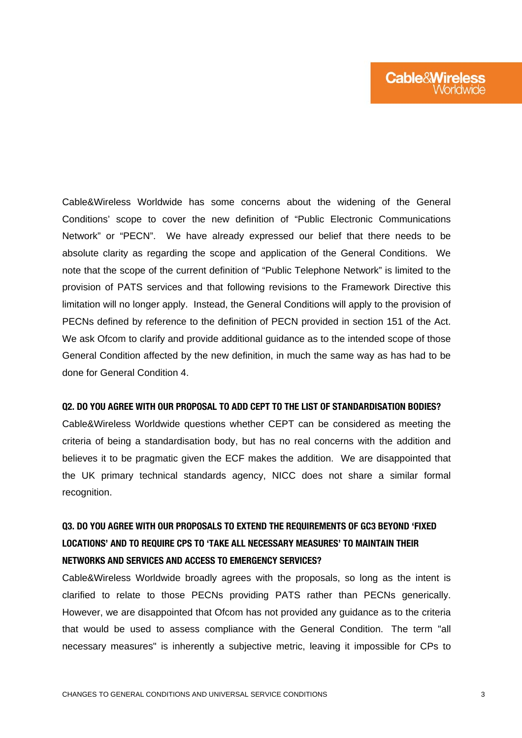Cable&Wireless Worldwide has some concerns about the widening of the General Conditions' scope to cover the new definition of "Public Electronic Communications Network" or "PECN". We have already expressed our belief that there needs to be absolute clarity as regarding the scope and application of the General Conditions. We note that the scope of the current definition of "Public Telephone Network" is limited to the provision of PATS services and that following revisions to the Framework Directive this limitation will no longer apply. Instead, the General Conditions will apply to the provision of PECNs defined by reference to the definition of PECN provided in section 151 of the Act. We ask Ofcom to clarify and provide additional guidance as to the intended scope of those General Condition affected by the new definition, in much the same way as has had to be done for General Condition 4.

### Q2. DO YOU AGREE WITH OUR PROPOSAL TO ADD CEPT TO THE LIST OF STANDARDISATION BODIES?

Cable&Wireless Worldwide questions whether CEPT can be considered as meeting the criteria of being a standardisation body, but has no real concerns with the addition and believes it to be pragmatic given the ECF makes the addition. We are disappointed that the UK primary technical standards agency, NICC does not share a similar formal recognition.

### Q3. DO YOU AGREE WITH OUR PROPOSALS TO EXTEND THE REQUIREMENTS OF GC3 BEYOND 'FIXED LOCATIONS' AND TO REQUIRE CPS TO 'TAKE ALL NECESSARY MEASURES' TO MAINTAIN THEIR NETWORKS AND SERVICES AND ACCESS TO EMERGENCY SERVICES?

Cable&Wireless Worldwide broadly agrees with the proposals, so long as the intent is clarified to relate to those PECNs providing PATS rather than PECNs generically. However, we are disappointed that Ofcom has not provided any guidance as to the criteria that would be used to assess compliance with the General Condition. The term "all necessary measures" is inherently a subjective metric, leaving it impossible for CPs to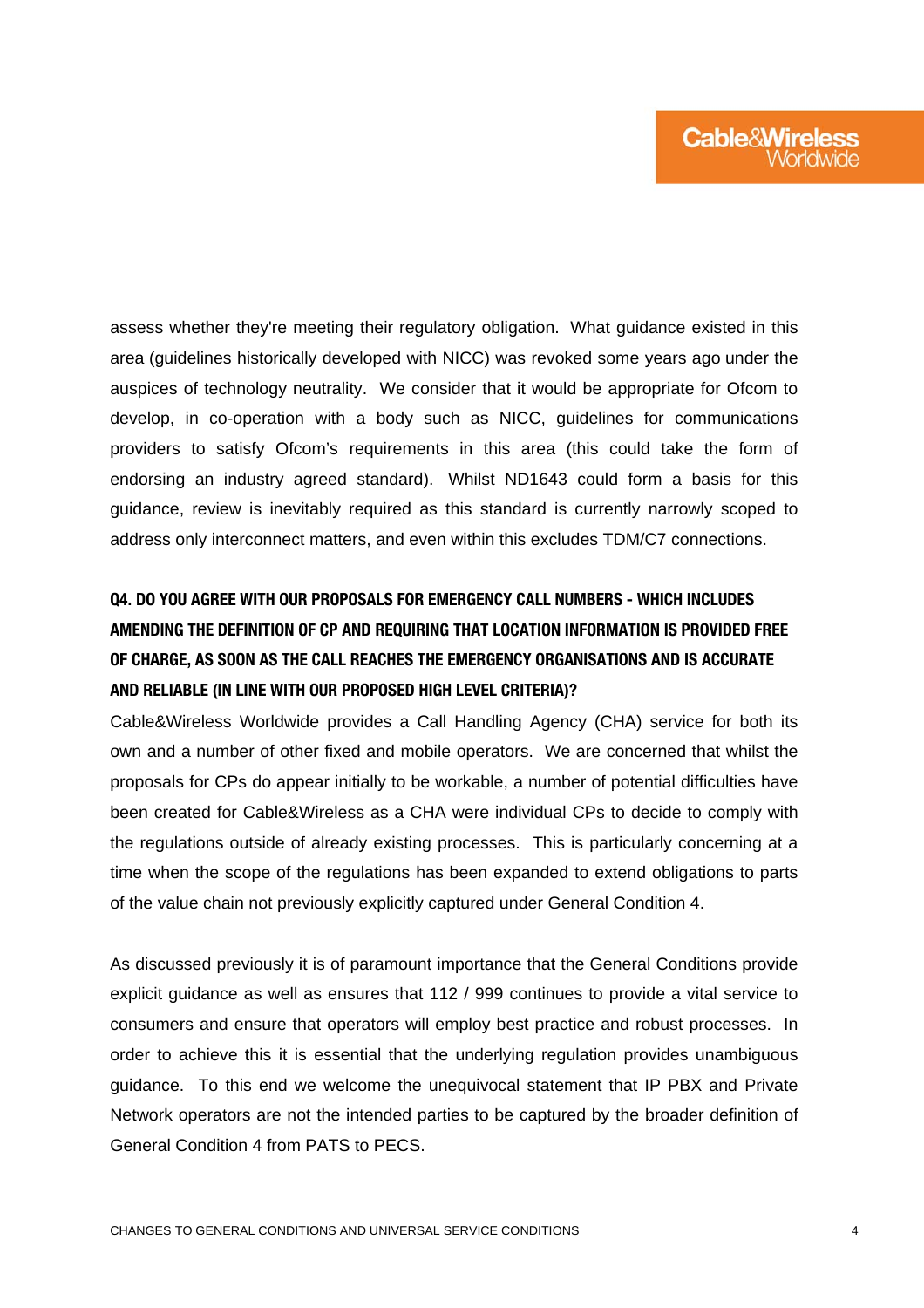assess whether they're meeting their regulatory obligation. What guidance existed in this area (guidelines historically developed with NICC) was revoked some years ago under the auspices of technology neutrality. We consider that it would be appropriate for Ofcom to develop, in co-operation with a body such as NICC, guidelines for communications providers to satisfy Ofcom's requirements in this area (this could take the form of endorsing an industry agreed standard). Whilst ND1643 could form a basis for this guidance, review is inevitably required as this standard is currently narrowly scoped to address only interconnect matters, and even within this excludes TDM/C7 connections.

**Q4. DO YOU AGREE WITH OUR PROPOSALS FOR EMERGENCY CALL NUMBERS - WHICH INCLUDES AMENDING THE DEFINITION OF CP AND REQUIRING THAT LOCATION INFORMATION IS PROVIDED FREE OF CHARGE, AS SOON AS THE CALL REACHES THE EMERGENCY ORGANISATIONS AND IS ACCURATE AND RELIABLE (IN LINE WITH OUR PROPOSED HIGH LEVEL CRITERIA)?**

Cable&Wireless Worldwide provides a Call Handling Agency (CHA) service for both its own and a number of other fixed and mobile operators. We are concerned that whilst the proposals for CPs do appear initially to be workable, a number of potential difficulties have been created for Cable&Wireless as a CHA were individual CPs to decide to comply with the regulations outside of already existing processes. This is particularly concerning at a time when the scope of the regulations has been expanded to extend obligations to parts of the value chain not previously explicitly captured under General Condition 4.

As discussed previously it is of paramount importance that the General Conditions provide explicit guidance as well as ensures that 112 / 999 continues to provide a vital service to consumers and ensure that operators will employ best practice and robust processes. In order to achieve this it is essential that the underlying regulation provides unambiguous guidance. To this end we welcome the unequivocal statement that IP PBX and Private Network operators are not the intended parties to be captured by the broader definition of General Condition 4 from PATS to PECS.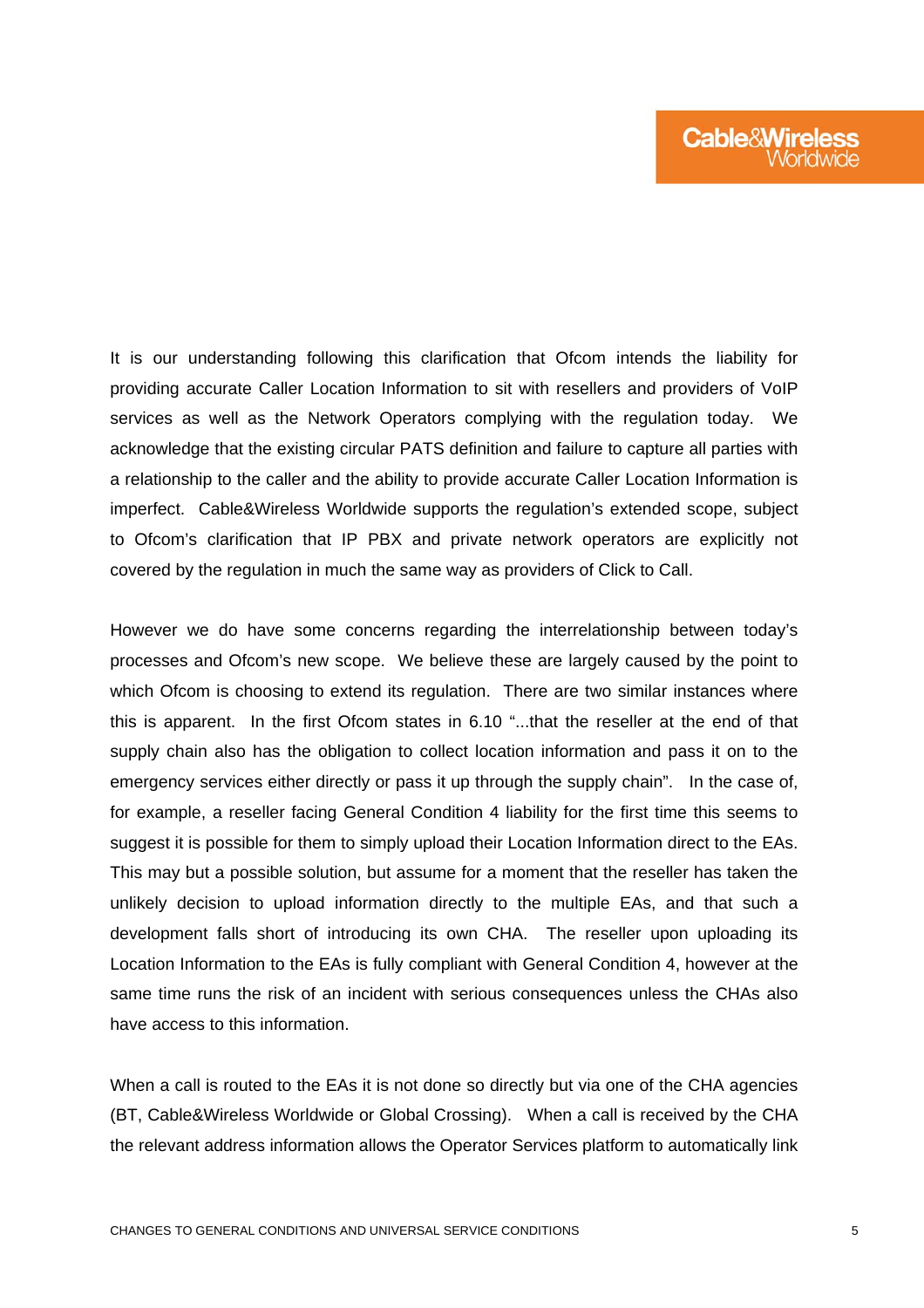It is our understanding following this clarification that Ofcom intends the liability for providing accurate Caller Location Information to sit with resellers and providers of VoIP services as well as the Network Operators complying with the regulation today. We acknowledge that the existing circular PATS definition and failure to capture all parties with a relationship to the caller and the ability to provide accurate Caller Location Information is imperfect. Cable&Wireless Worldwide supports the regulation's extended scope, subject to Ofcom's clarification that IP PBX and private network operators are explicitly not covered by the regulation in much the same way as providers of Click to Call.

However we do have some concerns regarding the interrelationship between today's processes and Ofcom's new scope. We believe these are largely caused by the point to which Ofcom is choosing to extend its regulation. There are two similar instances where this is apparent. In the first Ofcom states in 6.10 "...that the reseller at the end of that supply chain also has the obligation to collect location information and pass it on to the emergency services either directly or pass it up through the supply chain". In the case of, for example, a reseller facing General Condition 4 liability for the first time this seems to suggest it is possible for them to simply upload their Location Information direct to the EAs. This may but a possible solution, but assume for a moment that the reseller has taken the unlikely decision to upload information directly to the multiple EAs, and that such a development falls short of introducing its own CHA. The reseller upon uploading its Location Information to the EAs is fully compliant with General Condition 4, however at the same time runs the risk of an incident with serious consequences unless the CHAs also have access to this information.

When a call is routed to the EAs it is not done so directly but via one of the CHA agencies (BT, Cable&Wireless Worldwide or Global Crossing). When a call is received by the CHA the relevant address information allows the Operator Services platform to automatically link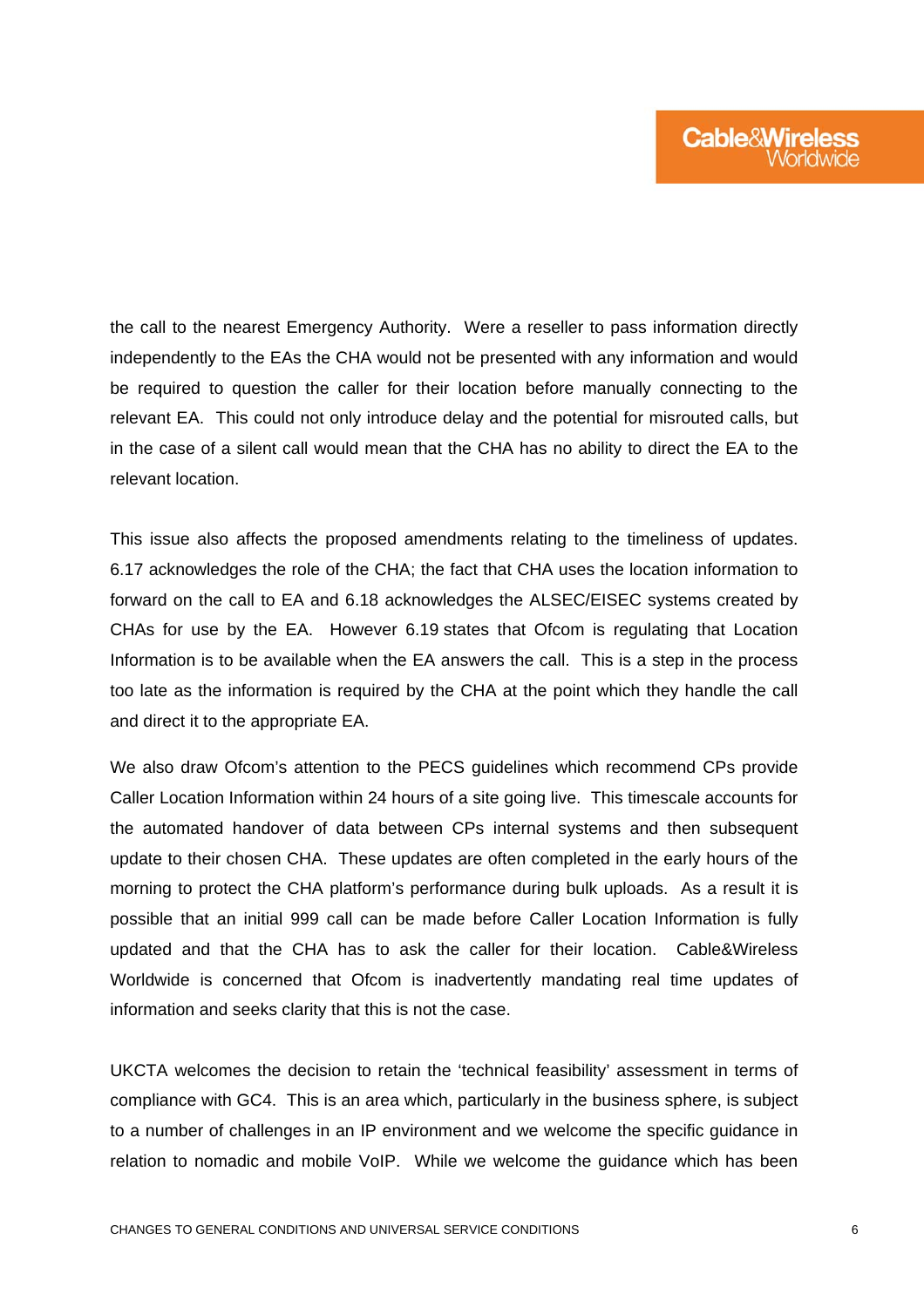the call to the nearest Emergency Authority. Were a reseller to pass information directly independently to the EAs the CHA would not be presented with any information and would be required to question the caller for their location before manually connecting to the relevant EA. This could not only introduce delay and the potential for misrouted calls, but in the case of a silent call would mean that the CHA has no ability to direct the EA to the relevant location.

This issue also affects the proposed amendments relating to the timeliness of updates. 6.17 acknowledges the role of the CHA; the fact that CHA uses the location information to forward on the call to EA and 6.18 acknowledges the ALSEC/EISEC systems created by CHAs for use by the EA. However 6.19 states that Ofcom is regulating that Location Information is to be available when the EA answers the call. This is a step in the process too late as the information is required by the CHA at the point which they handle the call and direct it to the appropriate EA.

We also draw Ofcom's attention to the PECS guidelines which recommend CPs provide Caller Location Information within 24 hours of a site going live. This timescale accounts for the automated handover of data between CPs internal systems and then subsequent update to their chosen CHA. These updates are often completed in the early hours of the morning to protect the CHA platform's performance during bulk uploads. As a result it is possible that an initial 999 call can be made before Caller Location Information is fully updated and that the CHA has to ask the caller for their location. Cable&Wireless Worldwide is concerned that Ofcom is inadvertently mandating real time updates of information and seeks clarity that this is not the case.

UKCTA welcomes the decision to retain the 'technical feasibility' assessment in terms of compliance with GC4. This is an area which, particularly in the business sphere, is subject to a number of challenges in an IP environment and we welcome the specific guidance in relation to nomadic and mobile VoIP. While we welcome the guidance which has been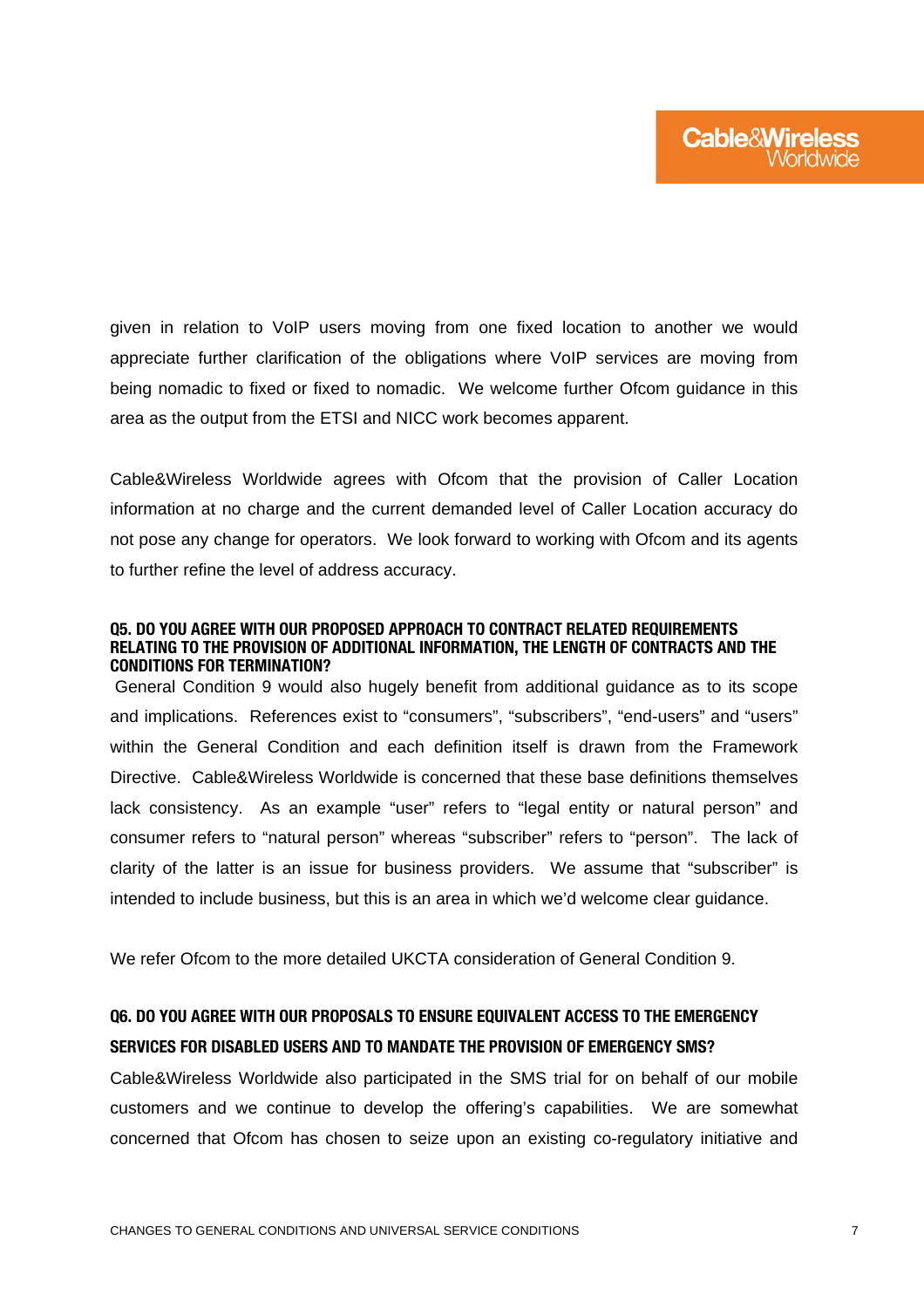given in relation to VoIP users moving from one fixed location to another we would appreciate further clarification of the obligations where VoIP services are moving from being nomadic to fixed or fixed to nomadic. We welcome further Ofcom guidance in this area as the output from the ETSI and NICC work becomes apparent.

Cable&Wireless Worldwide agrees with Ofcom that the provision of Caller Location information at no charge and the current demanded level of Caller Location accuracy do not pose any change for operators. We look forward to working with Ofcom and its agents to further refine the level of address accuracy.

### Q5. DO YOU AGREE WITH OUR PROPOSED APPROACH TO CONTRACT RELATED REQUIREMENTS RELATING TO THE PROVISION OF ADDITIONAL INFORMATION, THE LENGTH OF CONTRACTS AND THE CONDITIONS FOR TERMINATION?

General Condition 9 would also hugely benefit from additional guidance as to its scope and implications. References exist to "consumers", "subscribers", "end-users" and "users" within the General Condition and each definition itself is drawn from the Framework Directive. Cable&Wireless Worldwide is concerned that these base definitions themselves lack consistency. As an example "user" refers to "legal entity or natural person" and consumer refers to "natural person" whereas "subscriber" refers to "person". The lack of clarity of the latter is an issue for business providers. We assume that "subscriber" is intended to include business, but this is an area in which we'd welcome clear guidance.

We refer Ofcom to the more detailed UKCTA consideration of General Condition 9.

### Q6. DO YOU AGREE WITH OUR PROPOSALS TO ENSURE EQUIVALENT ACCESS TO THE EMERGENCY SERVICES FOR DISABLED USERS AND TO MANDATE THE PROVISION OF EMERGENCY SMS?

Cable&Wireless Worldwide also participated in the SMS trial for on behalf of our mobile customers and we continue to develop the offering's capabilities. We are somewhat concerned that Ofcom has chosen to seize upon an existing co-regulatory initiative and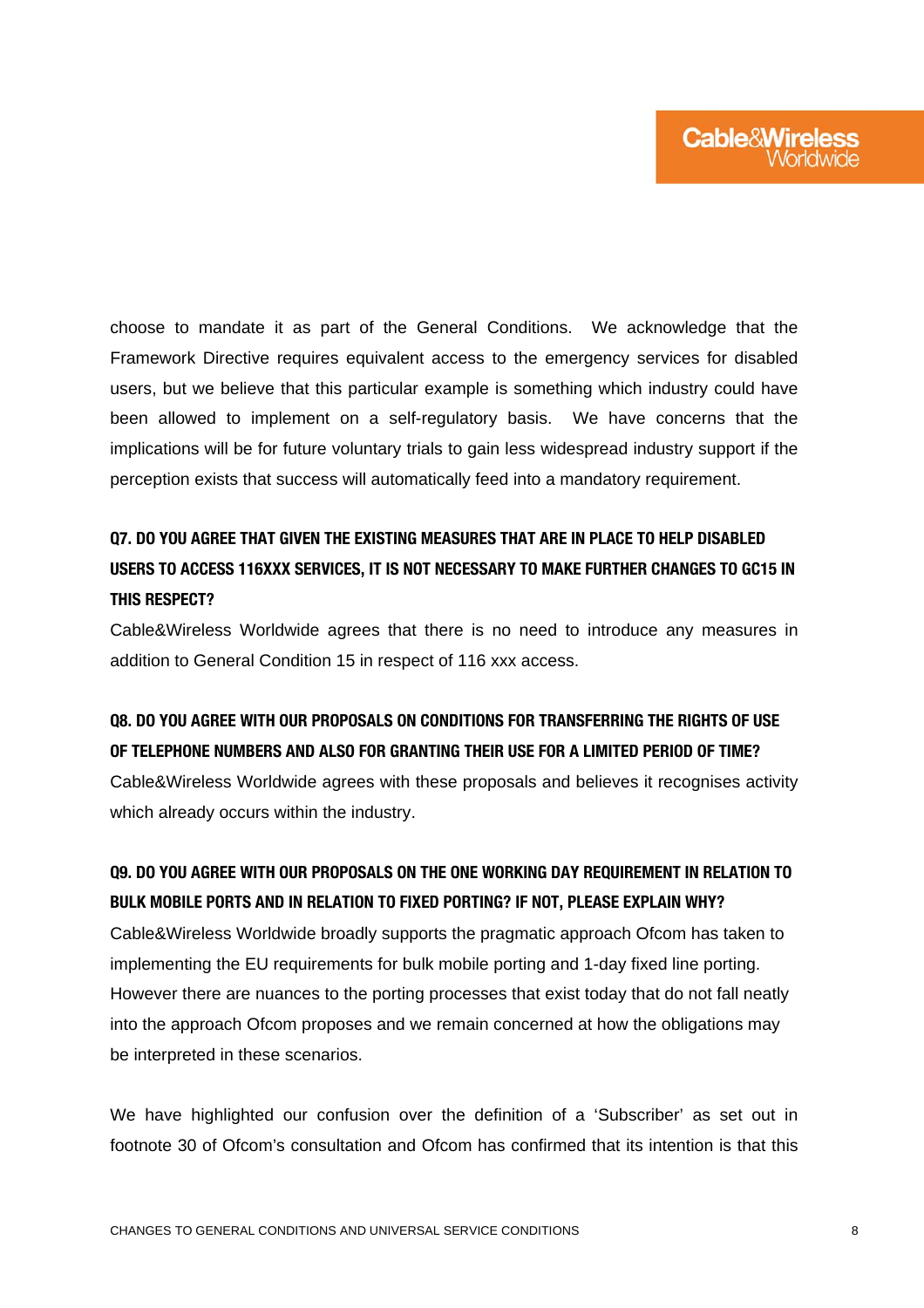choose to mandate it as part of the General Conditions. We acknowledge that the Framework Directive requires equivalent access to the emergency services for disabled users, but we believe that this particular example is something which industry could have been allowed to implement on a self-regulatory basis. We have concerns that the implications will be for future voluntary trials to gain less widespread industry support if the perception exists that success will automatically feed into a mandatory requirement.

**Q7. DO YOU AGREE THAT GIVEN THE EXISTING MEASURES THAT ARE IN PLACE TO HELP DISABLED USERS TO ACCESS 116XXX SERVICES, IT IS NOT NECESSARY TO MAKE FURTHER CHANGES TO GC15 IN THIS RESPECT?**

Cable&Wireless Worldwide agrees that there is no need to introduce any measures in addition to General Condition 15 in respect of 116 xxx access.

**Q8. DO YOU AGREE WITH OUR PROPOSALS ON CONDITIONS FOR TRANSFERRING THE RIGHTS OF USE OF TELEPHONE NUMBERS AND ALSO FOR GRANTING THEIR USE FOR A LIMITED PERIOD OF TIME?**

Cable&Wireless Worldwide agrees with these proposals and believes it recognises activity which already occurs within the industry.

**Q9. DO YOU AGREE WITH OUR PROPOSALS ON THE ONE WORKING DAY REQUIREMENT IN RELATION TO BULK MOBILE PORTS AND IN RELATION TO FIXED PORTING? IF NOT, PLEASE EXPLAIN WHY?**

Cable&Wireless Worldwide broadly supports the pragmatic approach Ofcom has taken to implementing the EU requirements for bulk mobile porting and 1-day fixed line porting. However there are nuances to the porting processes that exist today that do not fall neatly into the approach Ofcom proposes and we remain concerned at how the obligations may be interpreted in these scenarios.

We have highlighted our confusion over the definition of a 'Subscriber' as set out in footnote 30 of Ofcom's consultation and Ofcom has confirmed that its intention is that this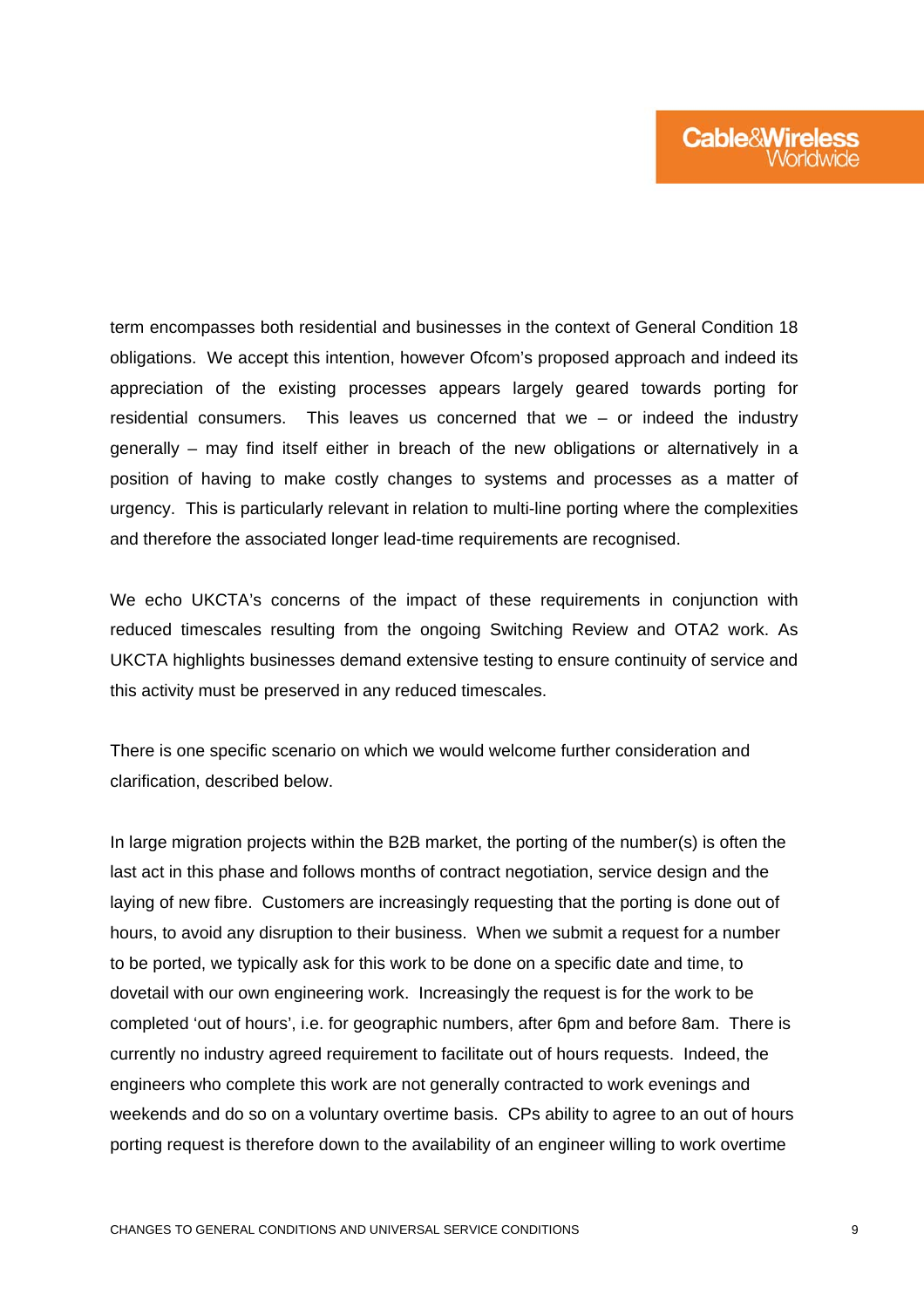term encompasses both residential and businesses in the context of General Condition 18 obligations. We accept this intention, however Ofcom's proposed approach and indeed its appreciation of the existing processes appears largely geared towards porting for residential consumers. This leaves us concerned that we – or indeed the industry generally – may find itself either in breach of the new obligations or alternatively in a position of having to make costly changes to systems and processes as a matter of urgency. This is particularly relevant in relation to multi-line porting where the complexities and therefore the associated longer lead-time requirements are recognised.

We echo UKCTA's concerns of the impact of these requirements in conjunction with reduced timescales resulting from the ongoing Switching Review and OTA2 work. As UKCTA highlights businesses demand extensive testing to ensure continuity of service and this activity must be preserved in any reduced timescales.

There is one specific scenario on which we would welcome further consideration and clarification, described below.

In large migration projects within the B2B market, the porting of the number(s) is often the last act in this phase and follows months of contract negotiation, service design and the laying of new fibre. Customers are increasingly requesting that the porting is done out of hours, to avoid any disruption to their business. When we submit a request for a number to be ported, we typically ask for this work to be done on a specific date and time, to dovetail with our own engineering work. Increasingly the request is for the work to be completed 'out of hours', i.e. for geographic numbers, after 6pm and before 8am. There is currently no industry agreed requirement to facilitate out of hours requests. Indeed, the engineers who complete this work are not generally contracted to work evenings and weekends and do so on a voluntary overtime basis. CPs ability to agree to an out of hours porting request is therefore down to the availability of an engineer willing to work overtime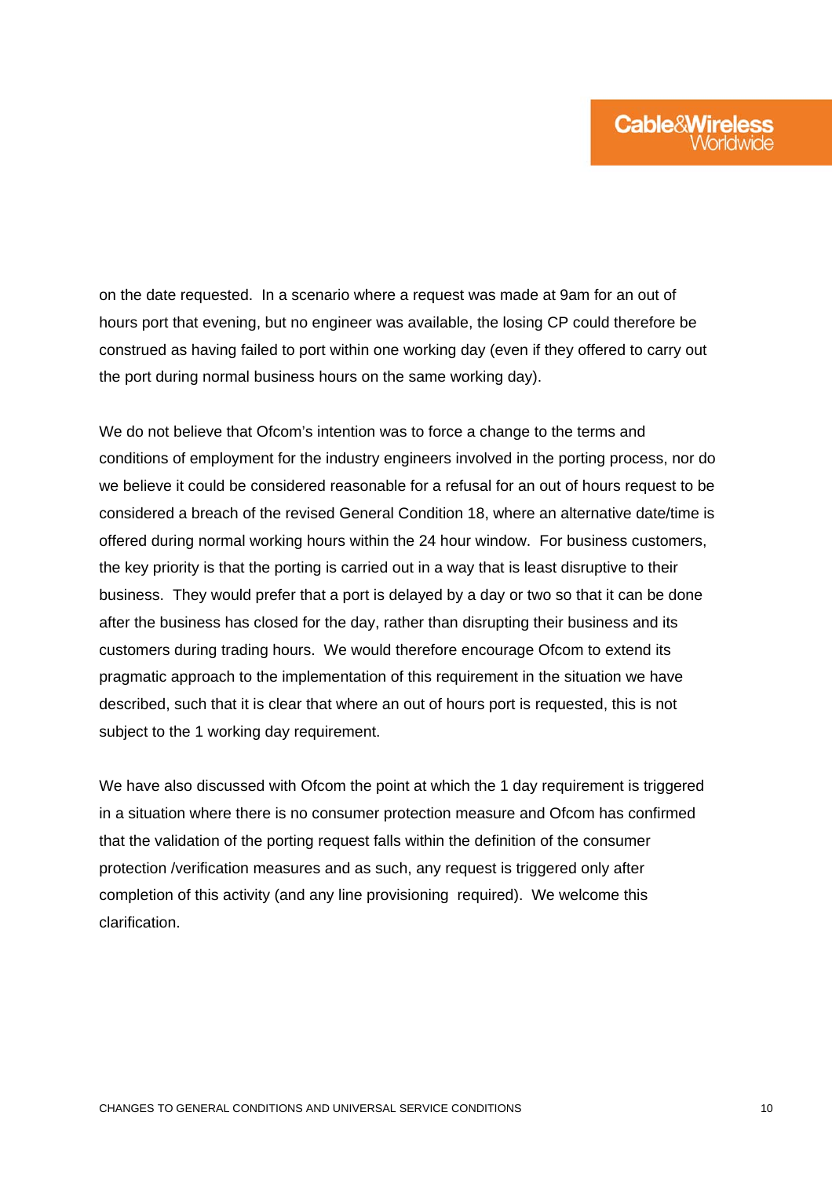on the date requested. In a scenario where a request was made at 9am for an out of hours port that evening, but no engineer was available, the losing CP could therefore be construed as having failed to port within one working day (even if they offered to carry out the port during normal business hours on the same working day).

We do not believe that Ofcom's intention was to force a change to the terms and conditions of employment for the industry engineers involved in the porting process, nor do we believe it could be considered reasonable for a refusal for an out of hours request to be considered a breach of the revised General Condition 18, where an alternative date/time is offered during normal working hours within the 24 hour window. For business customers, the key priority is that the porting is carried out in a way that is least disruptive to their business. They would prefer that a port is delayed by a day or two so that it can be done after the business has closed for the day, rather than disrupting their business and its customers during trading hours. We would therefore encourage Ofcom to extend its pragmatic approach to the implementation of this requirement in the situation we have described, such that it is clear that where an out of hours port is requested, this is not subject to the 1 working day requirement.

We have also discussed with Ofcom the point at which the 1 day requirement is triggered in a situation where there is no consumer protection measure and Ofcom has confirmed that the validation of the porting request falls within the definition of the consumer protection /verification measures and as such, any request is triggered only after completion of this activity (and any line provisioning required). We welcome this clarification.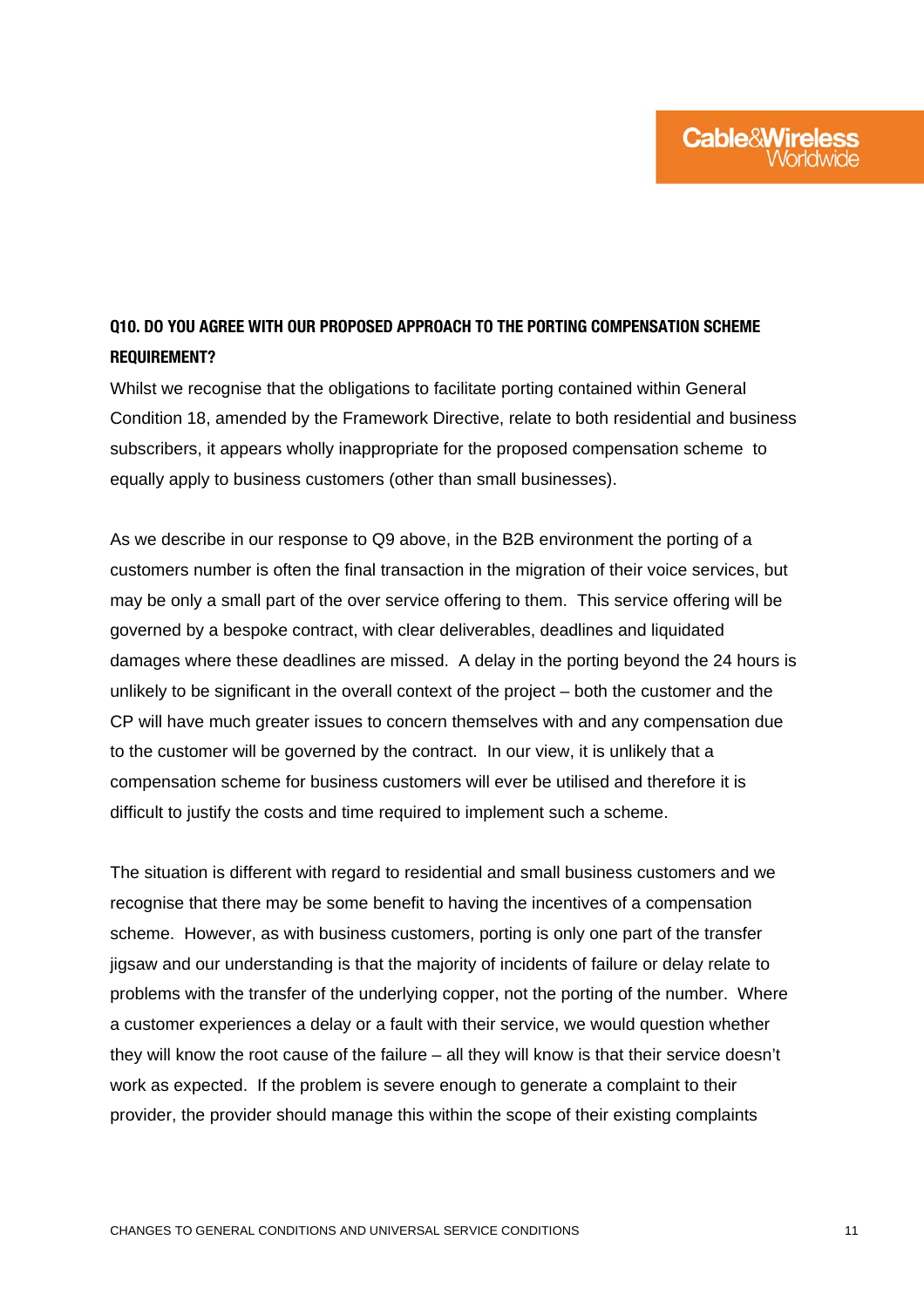**Q10. DO YOU AGREE WITH OUR PROPOSED APPROACH TO THE PORTING COMPENSATION SCHEME REQUIREMENT?**

Whilst we recognise that the obligations to facilitate porting contained within General Condition 18, amended by the Framework Directive, relate to both residential and business subscribers, it appears wholly inappropriate for the proposed compensation scheme to equally apply to business customers (other than small businesses).

As we describe in our response to Q9 above, in the B2B environment the porting of a customers number is often the final transaction in the migration of their voice services, but may be only a small part of the over service offering to them. This service offering will be governed by a bespoke contract, with clear deliverables, deadlines and liquidated damages where these deadlines are missed. A delay in the porting beyond the 24 hours is unlikely to be significant in the overall context of the project – both the customer and the CP will have much greater issues to concern themselves with and any compensation due to the customer will be governed by the contract. In our view, it is unlikely that a compensation scheme for business customers will ever be utilised and therefore it is difficult to justify the costs and time required to implement such a scheme.

The situation is different with regard to residential and small business customers and we recognise that there may be some benefit to having the incentives of a compensation scheme. However, as with business customers, porting is only one part of the transfer jigsaw and our understanding is that the majority of incidents of failure or delay relate to problems with the transfer of the underlying copper, not the porting of the number. Where a customer experiences a delay or a fault with their service, we would question whether they will know the root cause of the failure – all they will know is that their service doesn't work as expected. If the problem is severe enough to generate a complaint to their provider, the provider should manage this within the scope of their existing complaints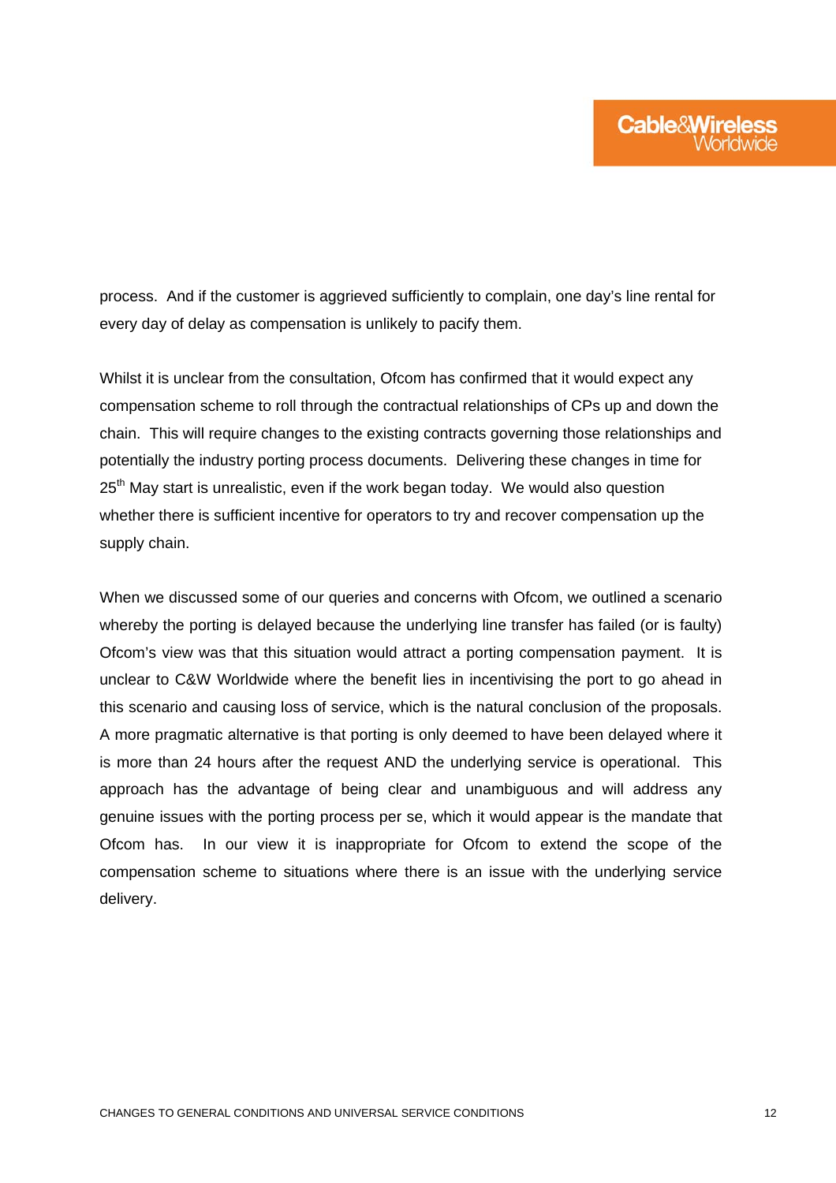process. And if the customer is aggrieved sufficiently to complain, one day's line rental for every day of delay as compensation is unlikely to pacify them.

Whilst it is unclear from the consultation, Ofcom has confirmed that it would expect any compensation scheme to roll through the contractual relationships of CPs up and down the chain. This will require changes to the existing contracts governing those relationships and potentially the industry porting process documents. Delivering these changes in time for 25th May start is unrealistic, even if the work began today. We would also question whether there is sufficient incentive for operators to try and recover compensation up the supply chain.

When we discussed some of our queries and concerns with Ofcom, we outlined a scenario whereby the porting is delayed because the underlying line transfer has failed (or is faulty) Ofcom's view was that this situation would attract a porting compensation payment. It is unclear to C&W Worldwide where the benefit lies in incentivising the port to go ahead in this scenario and causing loss of service, which is the natural conclusion of the proposals. A more pragmatic alternative is that porting is only deemed to have been delayed where it is more than 24 hours after the request AND the underlying service is operational. This approach has the advantage of being clear and unambiguous and will address any genuine issues with the porting process per se, which it would appear is the mandate that Ofcom has. In our view it is inappropriate for Ofcom to extend the scope of the compensation scheme to situations where there is an issue with the underlying service delivery.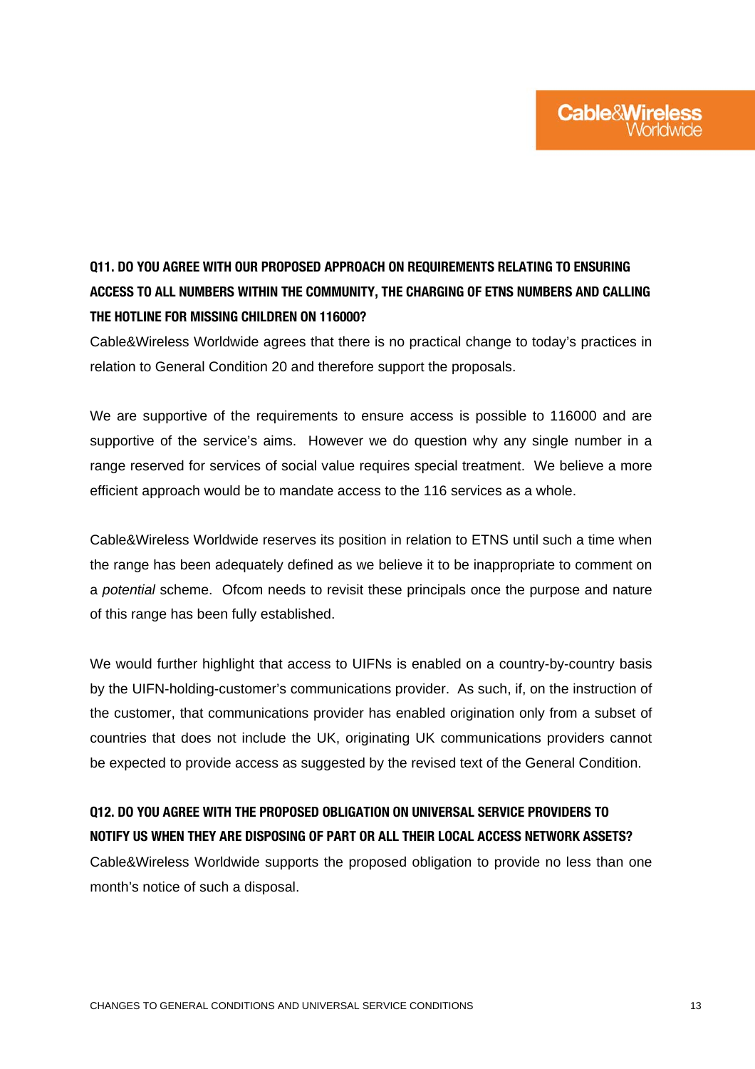**Q11. DO YOU AGREE WITH OUR PROPOSED APPROACH ON REQUIREMENTS RELATING TO ENSURING ACCESS TO ALL NUMBERS WITHIN THE COMMUNITY, THE CHARGING OF ETNS NUMBERS AND CALLING THE HOTLINE FOR MISSING CHILDREN ON 116000?**

Cable&Wireless Worldwide agrees that there is no practical change to today's practices in relation to General Condition 20 and therefore support the proposals.

We are supportive of the requirements to ensure access is possible to 116000 and are supportive of the service's aims. However we do question why any single number in a range reserved for services of social value requires special treatment. We believe a more efficient approach would be to mandate access to the 116 services as a whole.

Cable&Wireless Worldwide reserves its position in relation to ETNS until such a time when the range has been adequately defined as we believe it to be inappropriate to comment on a *potential* scheme. Ofcom needs to revisit these principals once the purpose and nature of this range has been fully established.

We would further highlight that access to UIFNs is enabled on a country-by-country basis by the UIFN-holding-customer's communications provider. As such, if, on the instruction of the customer, that communications provider has enabled origination only from a subset of countries that does not include the UK, originating UK communications providers cannot be expected to provide access as suggested by the revised text of the General Condition.

**Q12. DO YOU AGREE WITH THE PROPOSED OBLIGATION ON UNIVERSAL SERVICE PROVIDERS TO NOTIFY US WHEN THEY ARE DISPOSING OF PART OR ALL THEIR LOCAL ACCESS NETWORK ASSETS?**

Cable&Wireless Worldwide supports the proposed obligation to provide no less than one month's notice of such a disposal.